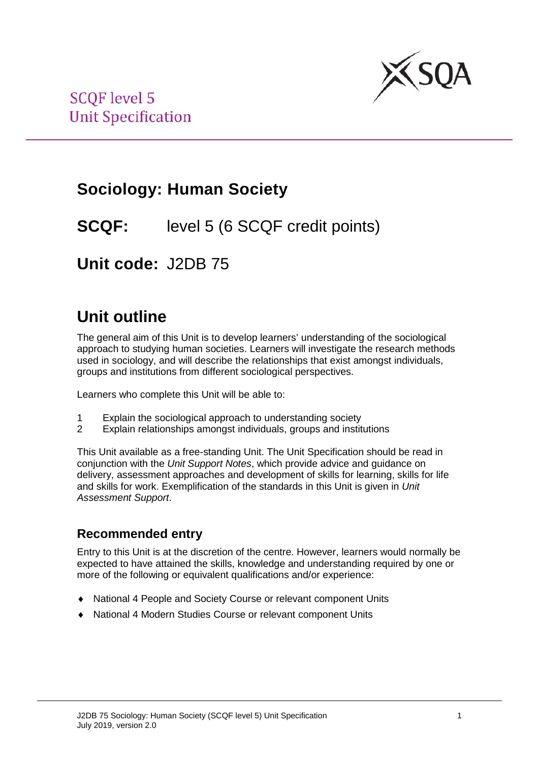SCQF level 5
Unit Specification

# Sociology: Human Society

## SCQF: level 5 (6 SCQF credit points)

## Unit code: J2DB 75

# Unit outline

The general aim of this Unit is to develop learners' understanding of the sociological approach to studying human societies. Learners will investigate the research methods used in sociology, and will describe the relationships that exist amongst individuals, groups and institutions from different sociological perspectives.

Learners who complete this Unit will be able to:

1. Explain the sociological approach to understanding society
2. Explain relationships amongst individuals, groups and institutions

This Unit available as a free-standing Unit. The Unit Specification should be read in conjunction with the *Unit Support Notes*, which provide advice and guidance on delivery, assessment approaches and development of skills for learning, skills for life and skills for work. Exemplification of the standards in this Unit is given in *Unit Assessment Support*.

## Recommended entry

Entry to this Unit is at the discretion of the centre. However, learners would normally be expected to have attained the skills, knowledge and understanding required by one or more of the following or equivalent qualifications and/or experience:

- National 4 People and Society Course or relevant component Units
- National 4 Modern Studies Course or relevant component Units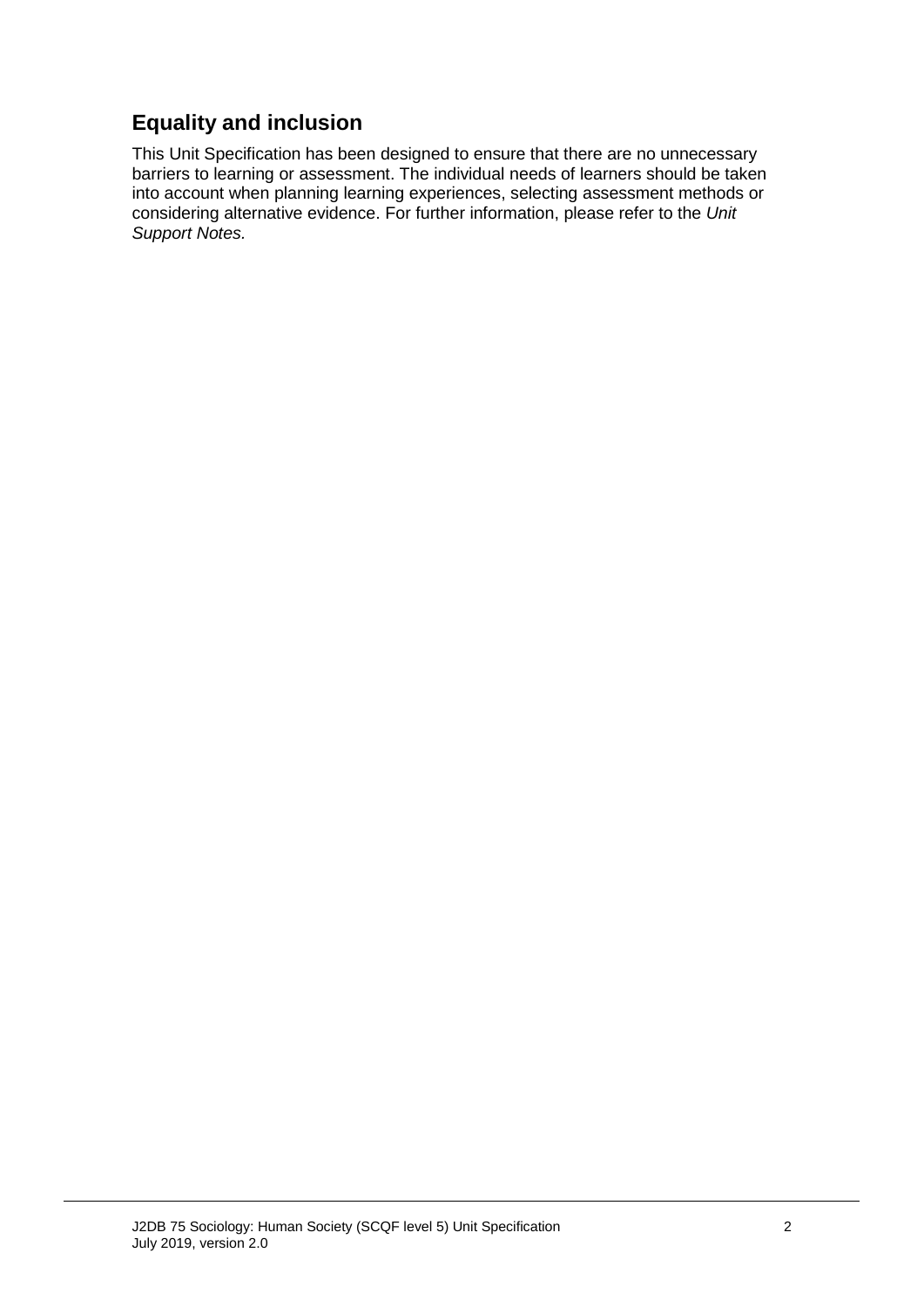## Equality and inclusion

This Unit Specification has been designed to ensure that there are no unnecessary barriers to learning or assessment. The individual needs of learners should be taken into account when planning learning experiences, selecting assessment methods or considering alternative evidence. For further information, please refer to the *Unit Support Notes.*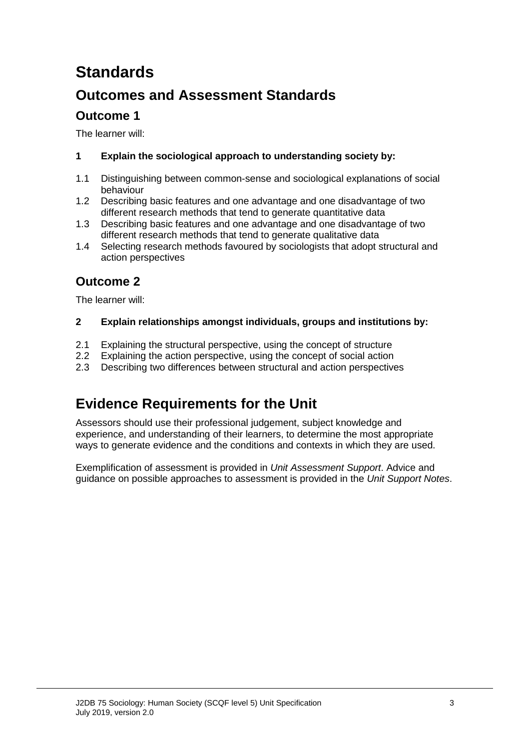# Standards

## Outcomes and Assessment Standards

### Outcome 1

The learner will:

**1 Explain the sociological approach to understanding society by:**

1.1 Distinguishing between common-sense and sociological explanations of social behaviour
1.2 Describing basic features and one advantage and one disadvantage of two different research methods that tend to generate quantitative data
1.3 Describing basic features and one advantage and one disadvantage of two different research methods that tend to generate qualitative data
1.4 Selecting research methods favoured by sociologists that adopt structural and action perspectives

### Outcome 2

The learner will:

**2 Explain relationships amongst individuals, groups and institutions by:**

2.1 Explaining the structural perspective, using the concept of structure
2.2 Explaining the action perspective, using the concept of social action
2.3 Describing two differences between structural and action perspectives

## Evidence Requirements for the Unit

Assessors should use their professional judgement, subject knowledge and experience, and understanding of their learners, to determine the most appropriate ways to generate evidence and the conditions and contexts in which they are used.

Exemplification of assessment is provided in *Unit Assessment Support*. Advice and guidance on possible approaches to assessment is provided in the *Unit Support Notes*.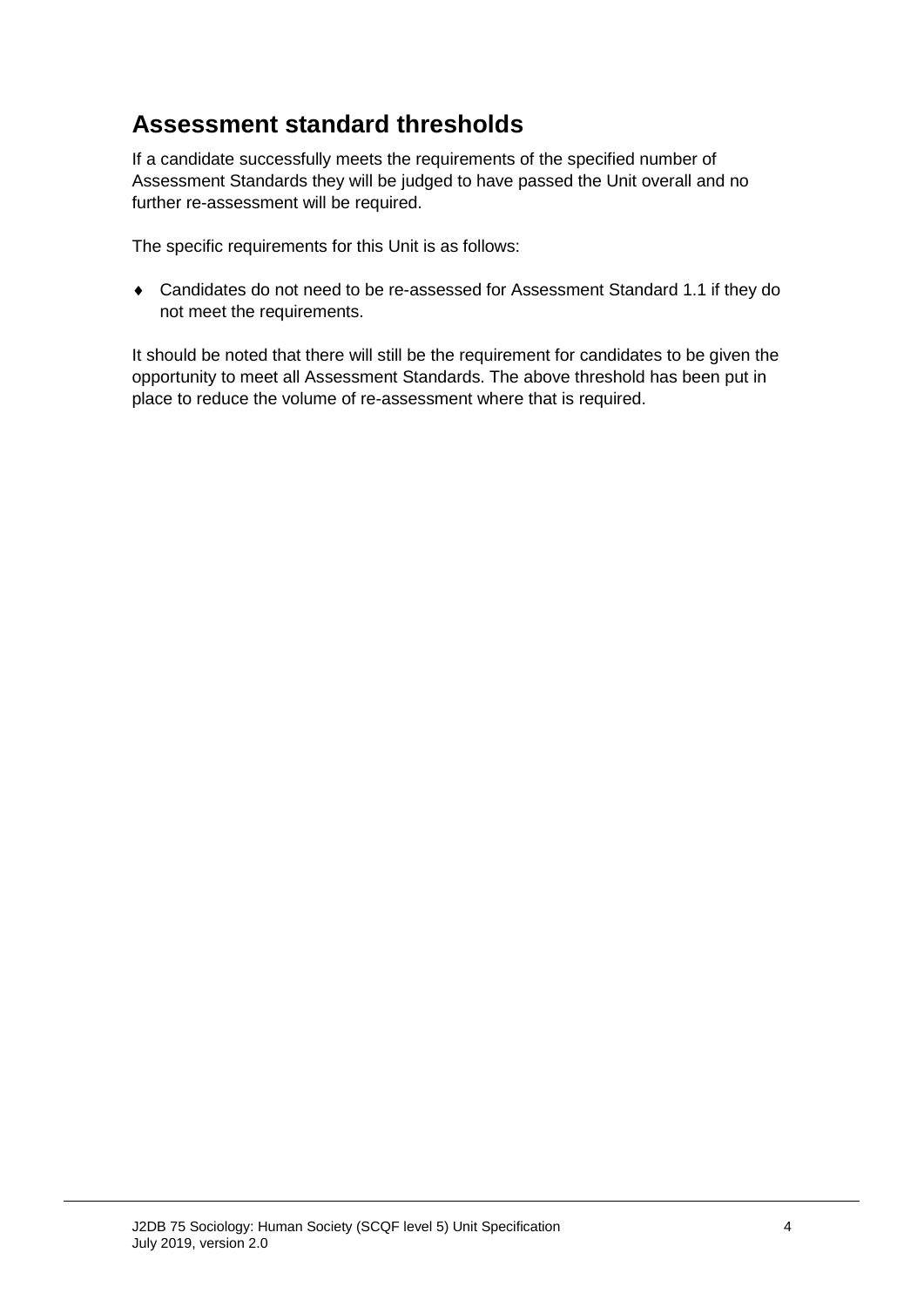## Assessment standard thresholds

If a candidate successfully meets the requirements of the specified number of Assessment Standards they will be judged to have passed the Unit overall and no further re-assessment will be required.

The specific requirements for this Unit is as follows:

- Candidates do not need to be re-assessed for Assessment Standard 1.1 if they do not meet the requirements.

It should be noted that there will still be the requirement for candidates to be given the opportunity to meet all Assessment Standards. The above threshold has been put in place to reduce the volume of re-assessment where that is required.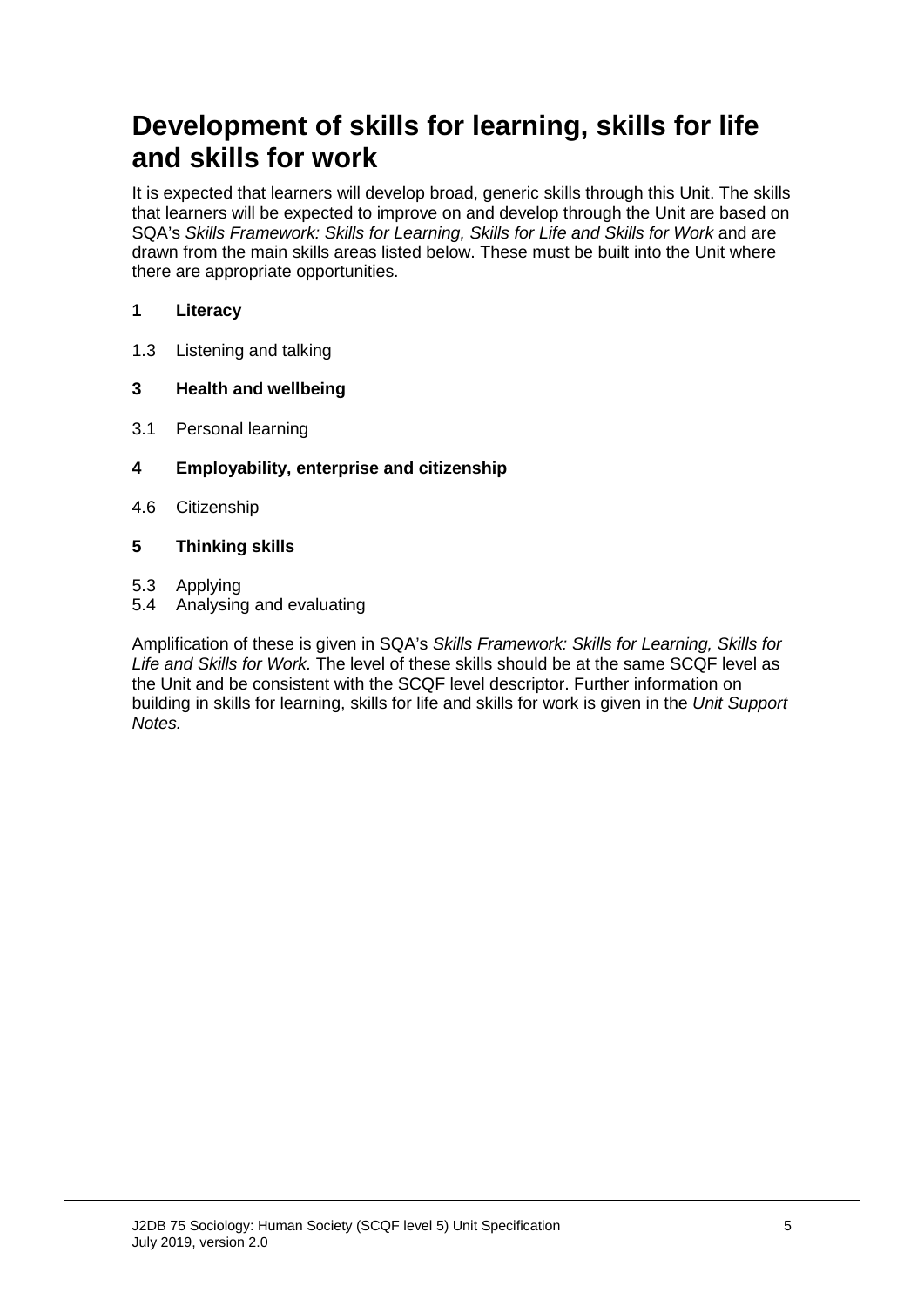# Development of skills for learning, skills for life and skills for work

It is expected that learners will develop broad, generic skills through this Unit. The skills that learners will be expected to improve on and develop through the Unit are based on SQA's *Skills Framework: Skills for Learning, Skills for Life and Skills for Work* and are drawn from the main skills areas listed below. These must be built into the Unit where there are appropriate opportunities.

**1 Literacy**

1.3 Listening and talking

**3 Health and wellbeing**

3.1 Personal learning

**4 Employability, enterprise and citizenship**

4.6 Citizenship

**5 Thinking skills**

5.3 Applying
5.4 Analysing and evaluating

Amplification of these is given in SQA's *Skills Framework: Skills for Learning, Skills for Life and Skills for Work.* The level of these skills should be at the same SCQF level as the Unit and be consistent with the SCQF level descriptor. Further information on building in skills for learning, skills for life and skills for work is given in the *Unit Support Notes.*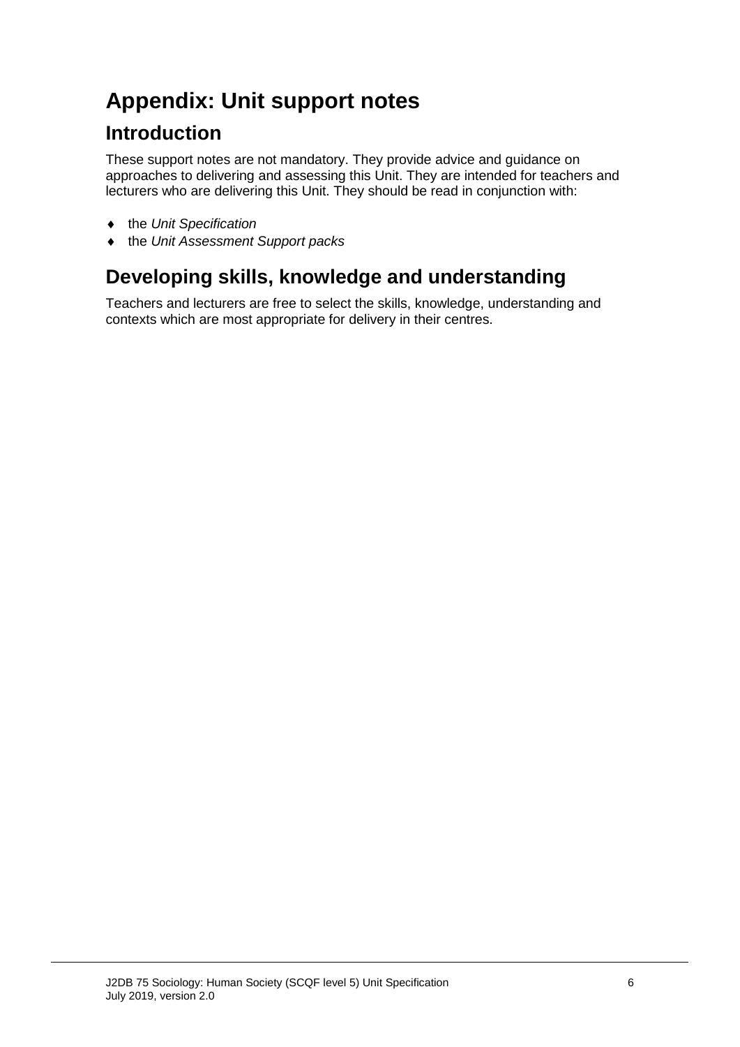# Appendix: Unit support notes

## Introduction

These support notes are not mandatory. They provide advice and guidance on approaches to delivering and assessing this Unit. They are intended for teachers and lecturers who are delivering this Unit. They should be read in conjunction with:

- the *Unit Specification*
- the *Unit Assessment Support packs*

## Developing skills, knowledge and understanding

Teachers and lecturers are free to select the skills, knowledge, understanding and contexts which are most appropriate for delivery in their centres.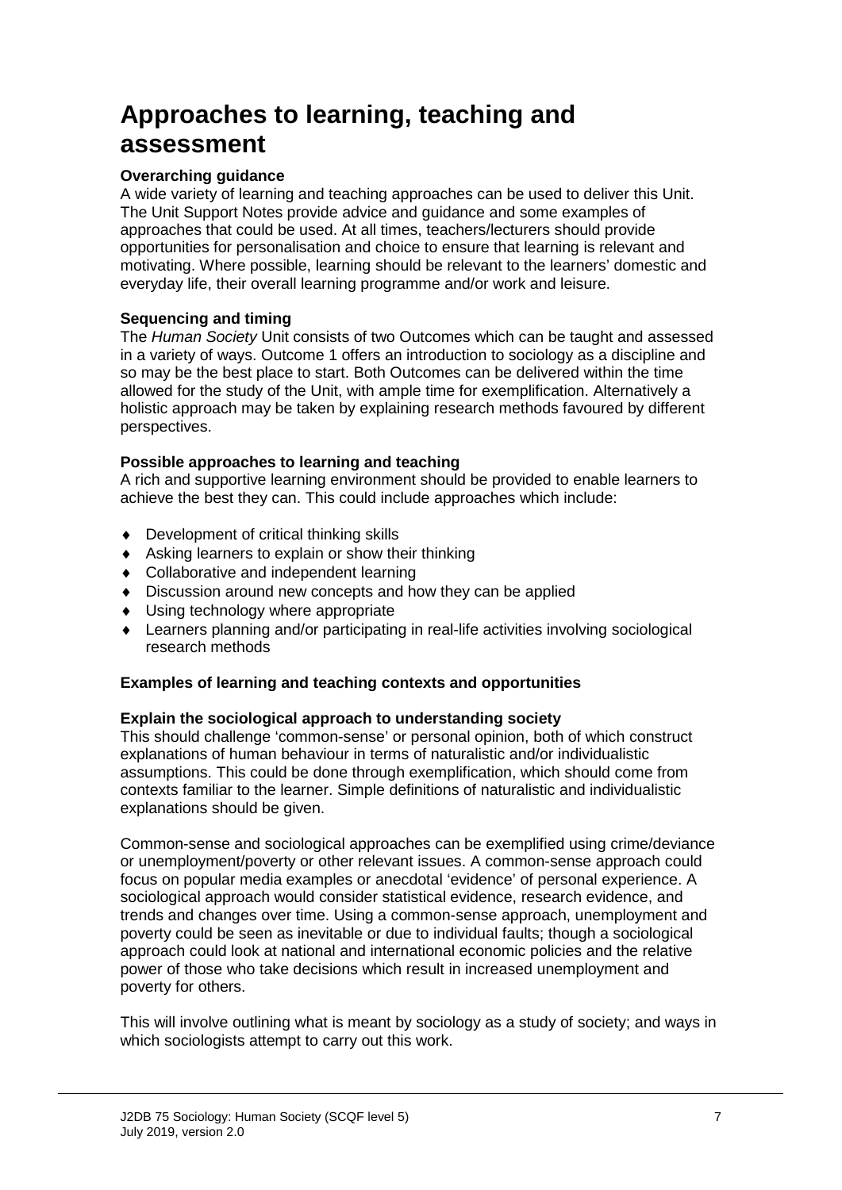# Approaches to learning, teaching and assessment

**Overarching guidance**

A wide variety of learning and teaching approaches can be used to deliver this Unit. The Unit Support Notes provide advice and guidance and some examples of approaches that could be used. At all times, teachers/lecturers should provide opportunities for personalisation and choice to ensure that learning is relevant and motivating. Where possible, learning should be relevant to the learners' domestic and everyday life, their overall learning programme and/or work and leisure.

**Sequencing and timing**

The *Human Society* Unit consists of two Outcomes which can be taught and assessed in a variety of ways. Outcome 1 offers an introduction to sociology as a discipline and so may be the best place to start. Both Outcomes can be delivered within the time allowed for the study of the Unit, with ample time for exemplification. Alternatively a holistic approach may be taken by explaining research methods favoured by different perspectives.

**Possible approaches to learning and teaching**

A rich and supportive learning environment should be provided to enable learners to achieve the best they can. This could include approaches which include:

- Development of critical thinking skills
- Asking learners to explain or show their thinking
- Collaborative and independent learning
- Discussion around new concepts and how they can be applied
- Using technology where appropriate
- Learners planning and/or participating in real-life activities involving sociological research methods

**Examples of learning and teaching contexts and opportunities**

**Explain the sociological approach to understanding society**

This should challenge 'common-sense' or personal opinion, both of which construct explanations of human behaviour in terms of naturalistic and/or individualistic assumptions. This could be done through exemplification, which should come from contexts familiar to the learner. Simple definitions of naturalistic and individualistic explanations should be given.

Common-sense and sociological approaches can be exemplified using crime/deviance or unemployment/poverty or other relevant issues. A common-sense approach could focus on popular media examples or anecdotal 'evidence' of personal experience. A sociological approach would consider statistical evidence, research evidence, and trends and changes over time. Using a common-sense approach, unemployment and poverty could be seen as inevitable or due to individual faults; though a sociological approach could look at national and international economic policies and the relative power of those who take decisions which result in increased unemployment and poverty for others.

This will involve outlining what is meant by sociology as a study of society; and ways in which sociologists attempt to carry out this work.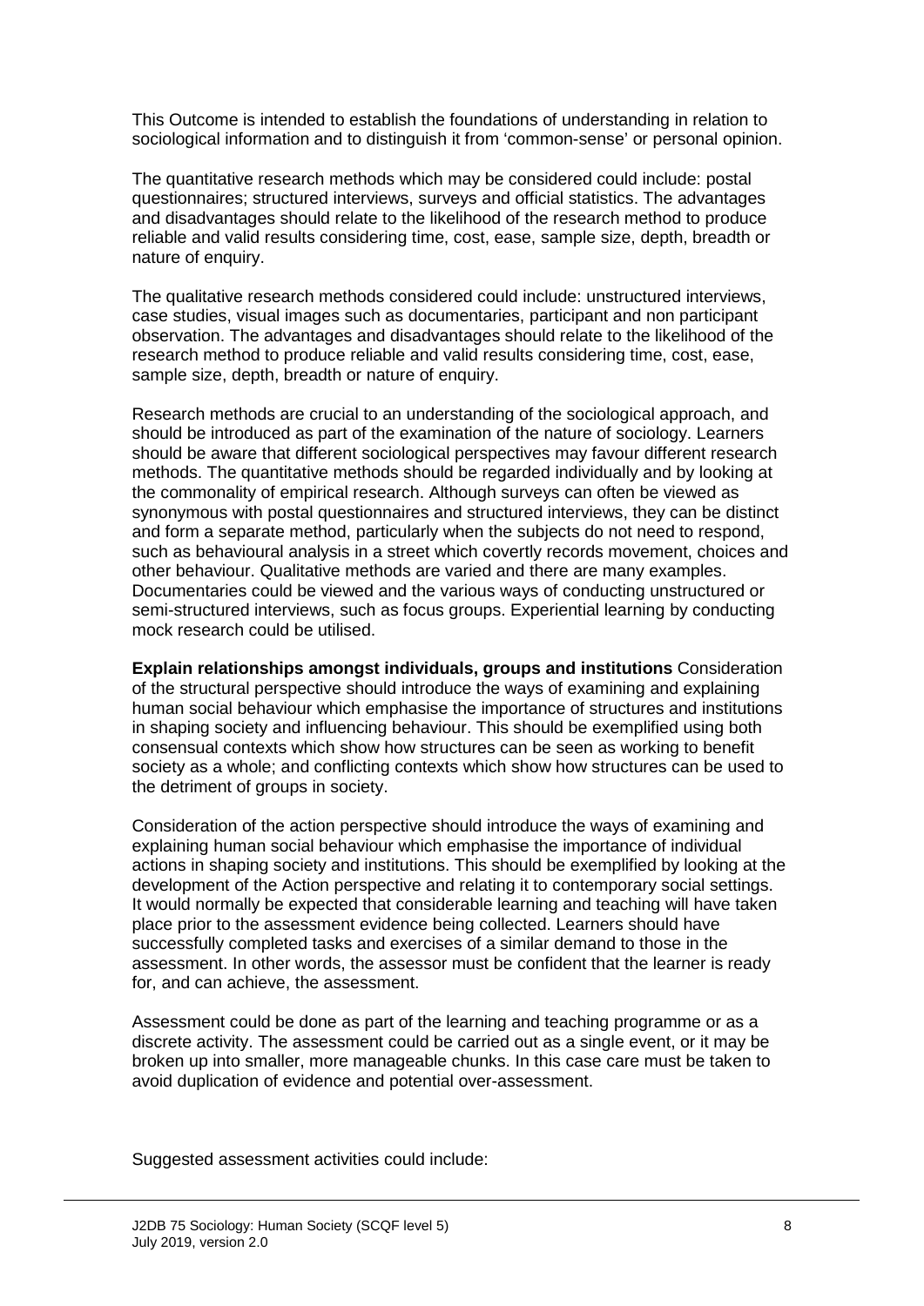This Outcome is intended to establish the foundations of understanding in relation to sociological information and to distinguish it from 'common-sense' or personal opinion.

The quantitative research methods which may be considered could include: postal questionnaires; structured interviews, surveys and official statistics. The advantages and disadvantages should relate to the likelihood of the research method to produce reliable and valid results considering time, cost, ease, sample size, depth, breadth or nature of enquiry.

The qualitative research methods considered could include: unstructured interviews, case studies, visual images such as documentaries, participant and non participant observation. The advantages and disadvantages should relate to the likelihood of the research method to produce reliable and valid results considering time, cost, ease, sample size, depth, breadth or nature of enquiry.

Research methods are crucial to an understanding of the sociological approach, and should be introduced as part of the examination of the nature of sociology. Learners should be aware that different sociological perspectives may favour different research methods. The quantitative methods should be regarded individually and by looking at the commonality of empirical research. Although surveys can often be viewed as synonymous with postal questionnaires and structured interviews, they can be distinct and form a separate method, particularly when the subjects do not need to respond, such as behavioural analysis in a street which covertly records movement, choices and other behaviour. Qualitative methods are varied and there are many examples. Documentaries could be viewed and the various ways of conducting unstructured or semi-structured interviews, such as focus groups. Experiential learning by conducting mock research could be utilised.

**Explain relationships amongst individuals, groups and institutions** Consideration of the structural perspective should introduce the ways of examining and explaining human social behaviour which emphasise the importance of structures and institutions in shaping society and influencing behaviour. This should be exemplified using both consensual contexts which show how structures can be seen as working to benefit society as a whole; and conflicting contexts which show how structures can be used to the detriment of groups in society.

Consideration of the action perspective should introduce the ways of examining and explaining human social behaviour which emphasise the importance of individual actions in shaping society and institutions. This should be exemplified by looking at the development of the Action perspective and relating it to contemporary social settings. It would normally be expected that considerable learning and teaching will have taken place prior to the assessment evidence being collected. Learners should have successfully completed tasks and exercises of a similar demand to those in the assessment. In other words, the assessor must be confident that the learner is ready for, and can achieve, the assessment.

Assessment could be done as part of the learning and teaching programme or as a discrete activity. The assessment could be carried out as a single event, or it may be broken up into smaller, more manageable chunks. In this case care must be taken to avoid duplication of evidence and potential over-assessment.

Suggested assessment activities could include: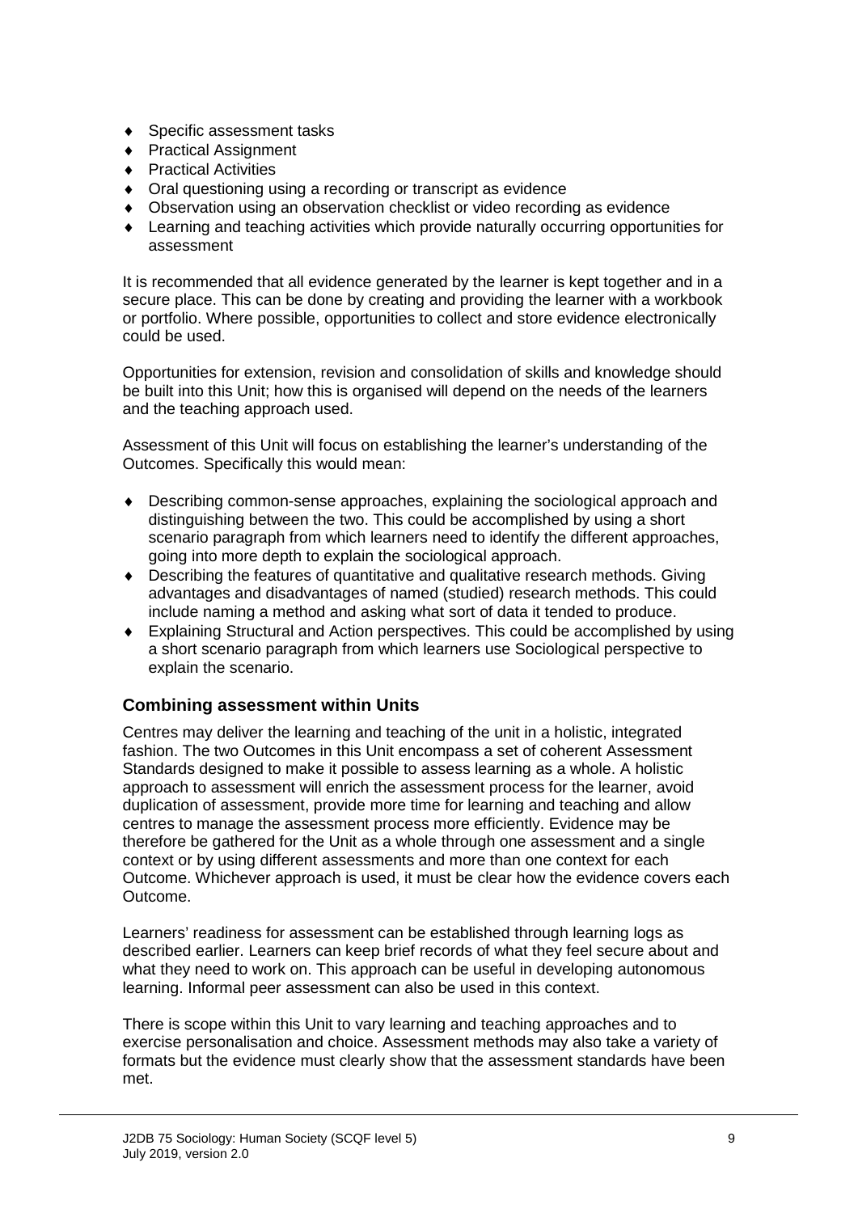- Specific assessment tasks
- Practical Assignment
- Practical Activities
- Oral questioning using a recording or transcript as evidence
- Observation using an observation checklist or video recording as evidence
- Learning and teaching activities which provide naturally occurring opportunities for assessment

It is recommended that all evidence generated by the learner is kept together and in a secure place. This can be done by creating and providing the learner with a workbook or portfolio. Where possible, opportunities to collect and store evidence electronically could be used.

Opportunities for extension, revision and consolidation of skills and knowledge should be built into this Unit; how this is organised will depend on the needs of the learners and the teaching approach used.

Assessment of this Unit will focus on establishing the learner's understanding of the Outcomes. Specifically this would mean:

- Describing common-sense approaches, explaining the sociological approach and distinguishing between the two. This could be accomplished by using a short scenario paragraph from which learners need to identify the different approaches, going into more depth to explain the sociological approach.
- Describing the features of quantitative and qualitative research methods. Giving advantages and disadvantages of named (studied) research methods. This could include naming a method and asking what sort of data it tended to produce.
- Explaining Structural and Action perspectives. This could be accomplished by using a short scenario paragraph from which learners use Sociological perspective to explain the scenario.

## Combining assessment within Units

Centres may deliver the learning and teaching of the unit in a holistic, integrated fashion. The two Outcomes in this Unit encompass a set of coherent Assessment Standards designed to make it possible to assess learning as a whole. A holistic approach to assessment will enrich the assessment process for the learner, avoid duplication of assessment, provide more time for learning and teaching and allow centres to manage the assessment process more efficiently. Evidence may be therefore be gathered for the Unit as a whole through one assessment and a single context or by using different assessments and more than one context for each Outcome. Whichever approach is used, it must be clear how the evidence covers each Outcome.

Learners' readiness for assessment can be established through learning logs as described earlier. Learners can keep brief records of what they feel secure about and what they need to work on. This approach can be useful in developing autonomous learning. Informal peer assessment can also be used in this context.

There is scope within this Unit to vary learning and teaching approaches and to exercise personalisation and choice. Assessment methods may also take a variety of formats but the evidence must clearly show that the assessment standards have been met.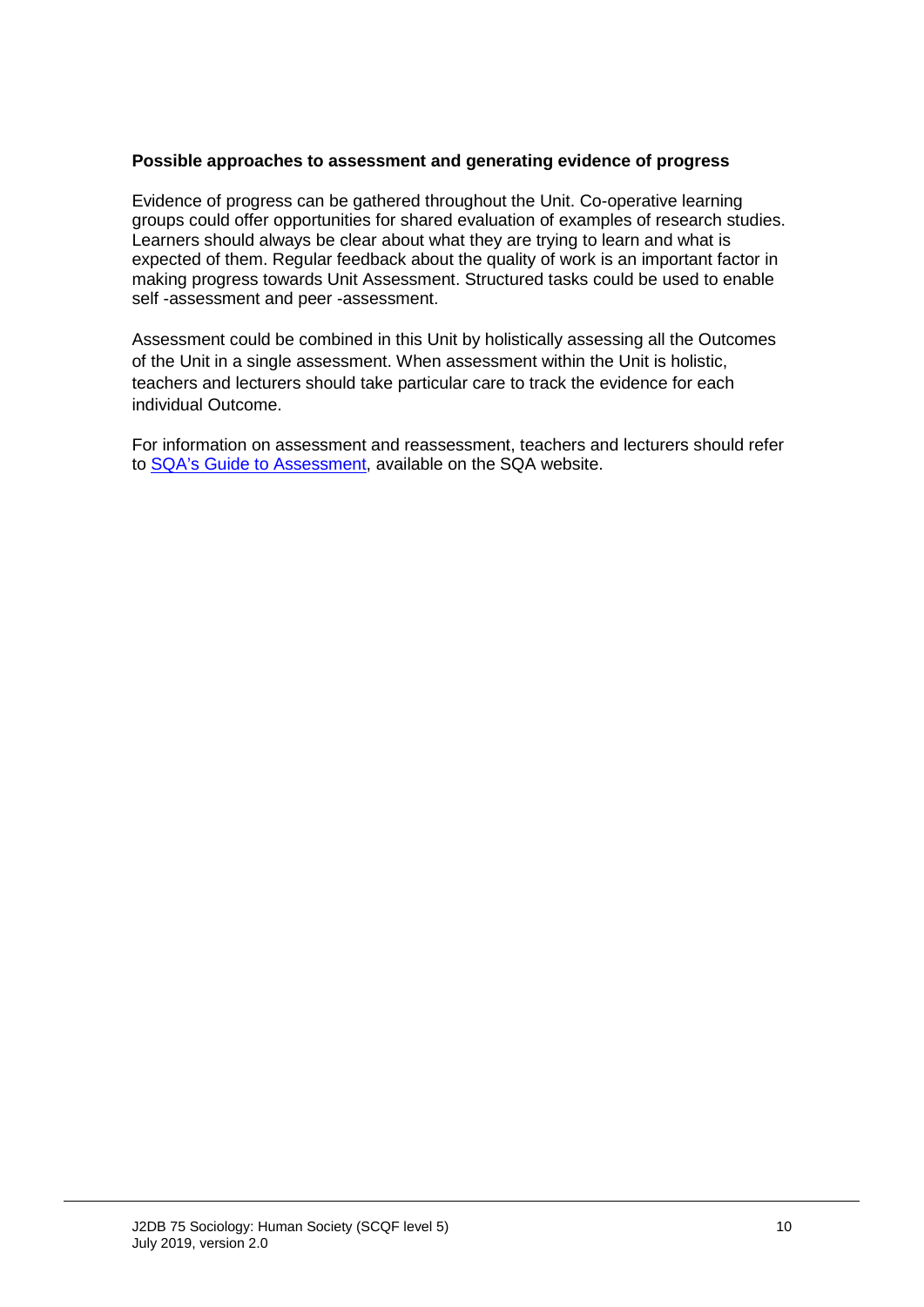**Possible approaches to assessment and generating evidence of progress**

Evidence of progress can be gathered throughout the Unit. Co-operative learning groups could offer opportunities for shared evaluation of examples of research studies. Learners should always be clear about what they are trying to learn and what is expected of them. Regular feedback about the quality of work is an important factor in making progress towards Unit Assessment. Structured tasks could be used to enable self -assessment and peer -assessment.

Assessment could be combined in this Unit by holistically assessing all the Outcomes of the Unit in a single assessment. When assessment within the Unit is holistic, teachers and lecturers should take particular care to track the evidence for each individual Outcome.

For information on assessment and reassessment, teachers and lecturers should refer to SQA's Guide to Assessment, available on the SQA website.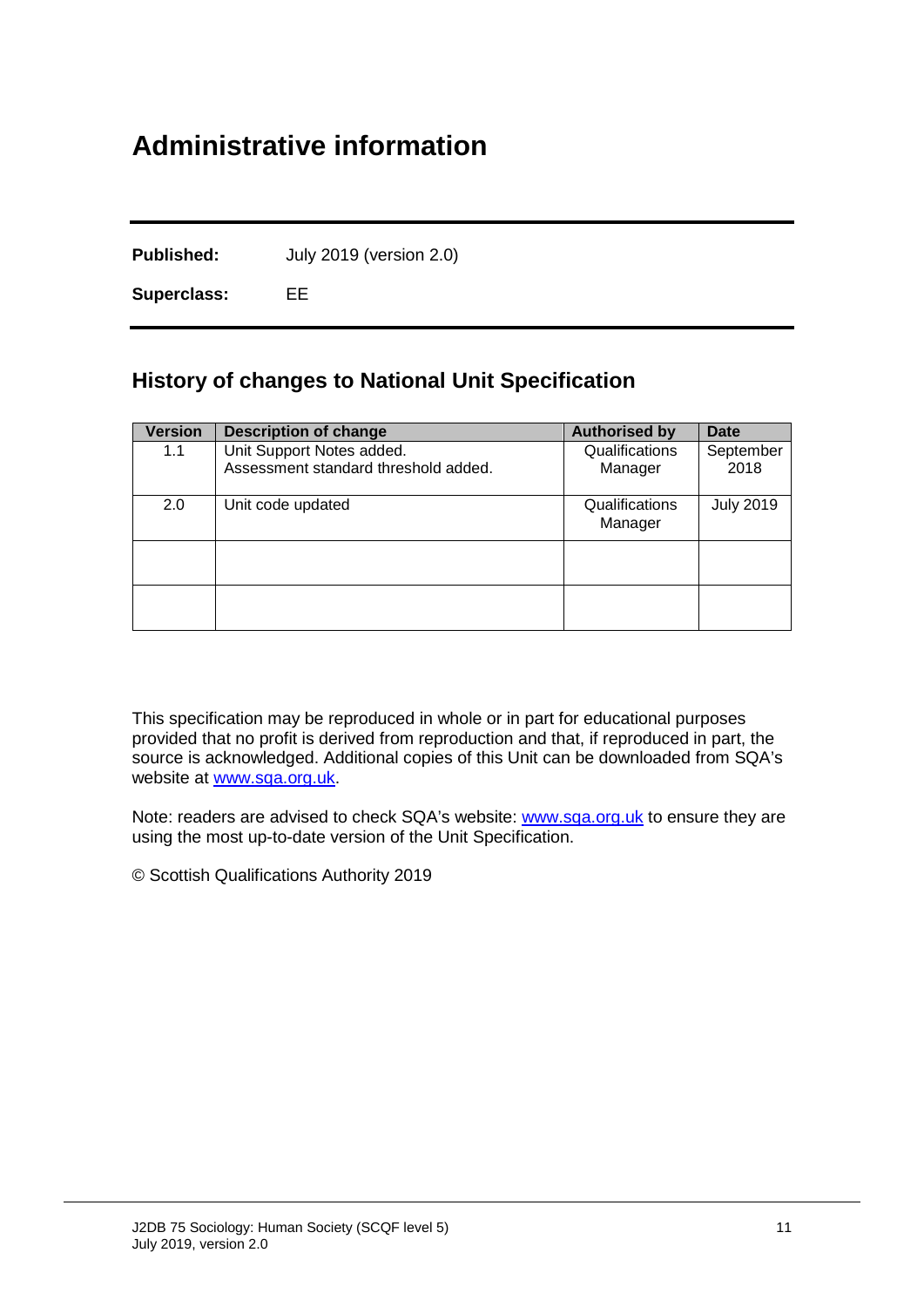# Administrative information

**Published:** July 2019 (version 2.0)

**Superclass:** EE

## History of changes to National Unit Specification

| Version | Description of change | Authorised by | Date |
|---|---|---|---|
| 1.1 | Unit Support Notes added.<br>Assessment standard threshold added. | Qualifications Manager | September 2018 |
| 2.0 | Unit code updated | Qualifications Manager | July 2019 |
| | | | |
| | | | |

This specification may be reproduced in whole or in part for educational purposes provided that no profit is derived from reproduction and that, if reproduced in part, the source is acknowledged. Additional copies of this Unit can be downloaded from SQA's website at [www.sqa.org.uk](http://www.sqa.org.uk).

Note: readers are advised to check SQA's website: [www.sqa.org.uk](http://www.sqa.org.uk) to ensure they are using the most up-to-date version of the Unit Specification.

© Scottish Qualifications Authority 2019